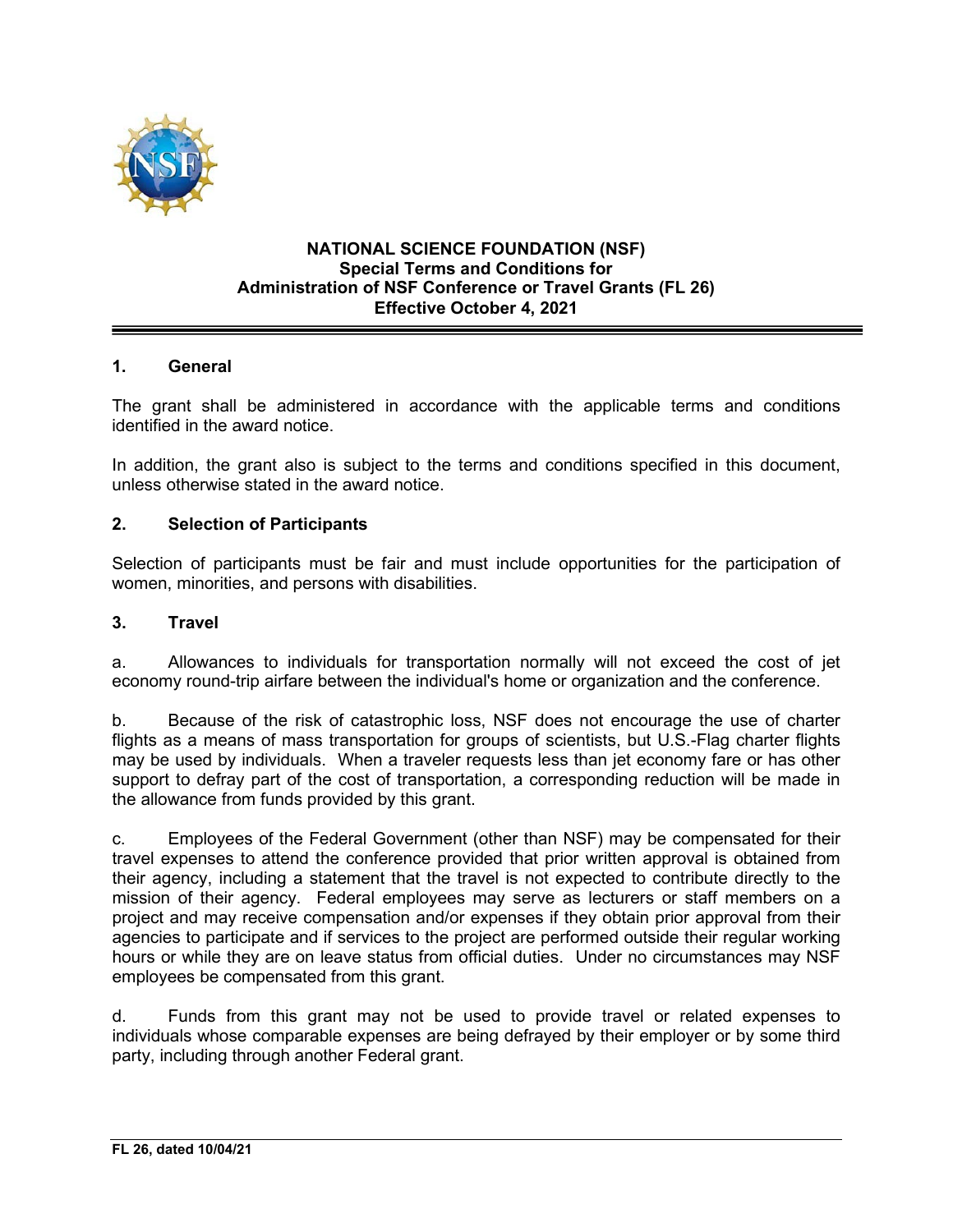# NATIONAL SCIENCE FOUNDATION (NSF)
## Special Terms and Conditions for Administration of NSF Conference or Travel Grants (FL 26)
### Effective October 4, 2021

---

### 1. General

The grant shall be administered in accordance with the applicable terms and conditions identified in the award notice.

In addition, the grant also is subject to the terms and conditions specified in this document, unless otherwise stated in the award notice.

### 2. Selection of Participants

Selection of participants must be fair and must include opportunities for the participation of women, minorities, and persons with disabilities.

### 3. Travel

a. Allowances to individuals for transportation normally will not exceed the cost of jet economy round-trip airfare between the individual's home or organization and the conference.

b. Because of the risk of catastrophic loss, NSF does not encourage the use of charter flights as a means of mass transportation for groups of scientists, but U.S.-Flag charter flights may be used by individuals. When a traveler requests less than jet economy fare or has other support to defray part of the cost of transportation, a corresponding reduction will be made in the allowance from funds provided by this grant.

c. Employees of the Federal Government (other than NSF) may be compensated for their travel expenses to attend the conference provided that prior written approval is obtained from their agency, including a statement that the travel is not expected to contribute directly to the mission of their agency. Federal employees may serve as lecturers or staff members on a project and may receive compensation and/or expenses if they obtain prior approval from their agencies to participate and if services to the project are performed outside their regular working hours or while they are on leave status from official duties. Under no circumstances may NSF employees be compensated from this grant.

d. Funds from this grant may not be used to provide travel or related expenses to individuals whose comparable expenses are being defrayed by their employer or by some third party, including through another Federal grant.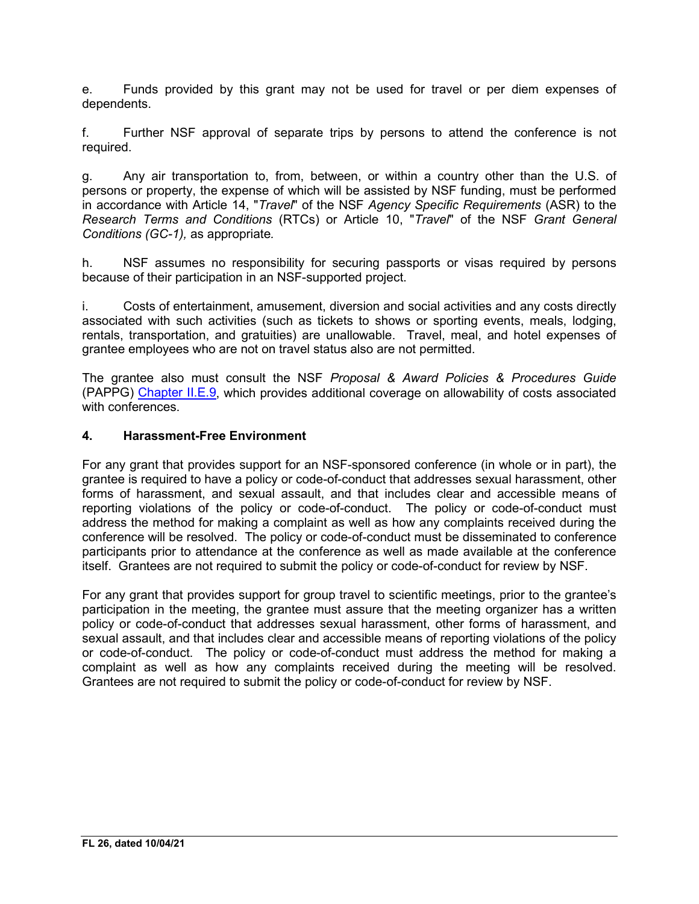e. Funds provided by this grant may not be used for travel or per diem expenses of dependents.

f. Further NSF approval of separate trips by persons to attend the conference is not required.

g. Any air transportation to, from, between, or within a country other than the U.S. of persons or property, the expense of which will be assisted by NSF funding, must be performed in accordance with Article 14, "*Travel*" of the NSF *Agency Specific Requirements* (ASR) to the *Research Terms and Conditions* (RTCs) or Article 10, "*Travel*" of the NSF *Grant General Conditions (GC-1),* as appropriate*.*

h. NSF assumes no responsibility for securing passports or visas required by persons because of their participation in an NSF-supported project.

i. Costs of entertainment, amusement, diversion and social activities and any costs directly associated with such activities (such as tickets to shows or sporting events, meals, lodging, rentals, transportation, and gratuities) are unallowable. Travel, meal, and hotel expenses of grantee employees who are not on travel status also are not permitted.

The grantee also must consult the NSF *Proposal & Award Policies & Procedures Guide* (PAPPG) Chapter II.E.9, which provides additional coverage on allowability of costs associated with conferences.

**4. Harassment-Free Environment**

For any grant that provides support for an NSF-sponsored conference (in whole or in part), the grantee is required to have a policy or code-of-conduct that addresses sexual harassment, other forms of harassment, and sexual assault, and that includes clear and accessible means of reporting violations of the policy or code-of-conduct. The policy or code-of-conduct must address the method for making a complaint as well as how any complaints received during the conference will be resolved. The policy or code-of-conduct must be disseminated to conference participants prior to attendance at the conference as well as made available at the conference itself. Grantees are not required to submit the policy or code-of-conduct for review by NSF.

For any grant that provides support for group travel to scientific meetings, prior to the grantee's participation in the meeting, the grantee must assure that the meeting organizer has a written policy or code-of-conduct that addresses sexual harassment, other forms of harassment, and sexual assault, and that includes clear and accessible means of reporting violations of the policy or code-of-conduct. The policy or code-of-conduct must address the method for making a complaint as well as how any complaints received during the meeting will be resolved. Grantees are not required to submit the policy or code-of-conduct for review by NSF.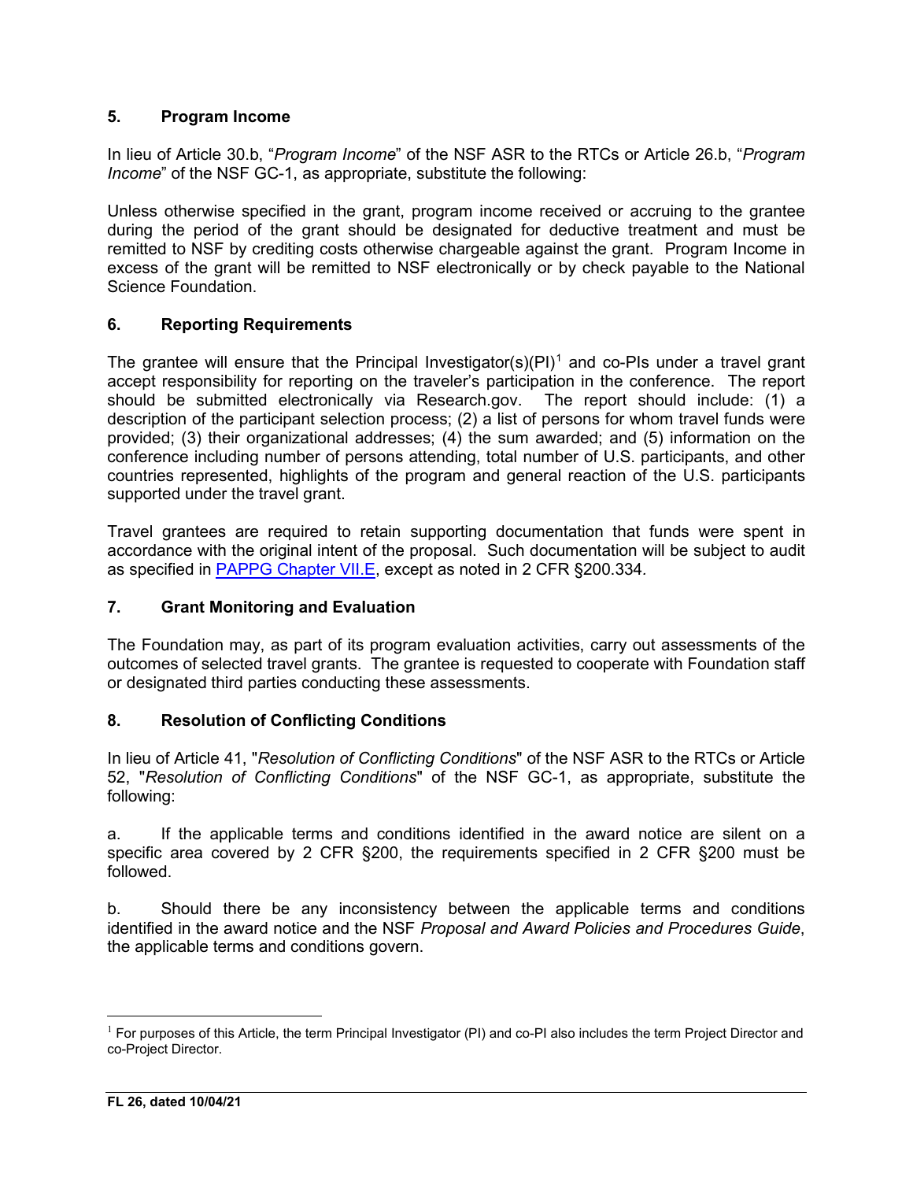## 5. Program Income

In lieu of Article 30.b, "*Program Income*" of the NSF ASR to the RTCs or Article 26.b, "*Program Income*" of the NSF GC-1, as appropriate, substitute the following:

Unless otherwise specified in the grant, program income received or accruing to the grantee during the period of the grant should be designated for deductive treatment and must be remitted to NSF by crediting costs otherwise chargeable against the grant. Program Income in excess of the grant will be remitted to NSF electronically or by check payable to the National Science Foundation.

## 6. Reporting Requirements

The grantee will ensure that the Principal Investigator(s)(PI)[1] and co-PIs under a travel grant accept responsibility for reporting on the traveler's participation in the conference. The report should be submitted electronically via Research.gov. The report should include: (1) a description of the participant selection process; (2) a list of persons for whom travel funds were provided; (3) their organizational addresses; (4) the sum awarded; and (5) information on the conference including number of persons attending, total number of U.S. participants, and other countries represented, highlights of the program and general reaction of the U.S. participants supported under the travel grant.

Travel grantees are required to retain supporting documentation that funds were spent in accordance with the original intent of the proposal. Such documentation will be subject to audit as specified in PAPPG Chapter VII.E, except as noted in 2 CFR §200.334.

## 7. Grant Monitoring and Evaluation

The Foundation may, as part of its program evaluation activities, carry out assessments of the outcomes of selected travel grants. The grantee is requested to cooperate with Foundation staff or designated third parties conducting these assessments.

## 8. Resolution of Conflicting Conditions

In lieu of Article 41, "*Resolution of Conflicting Conditions*" of the NSF ASR to the RTCs or Article 52, "*Resolution of Conflicting Conditions*" of the NSF GC-1, as appropriate, substitute the following:

a. If the applicable terms and conditions identified in the award notice are silent on a specific area covered by 2 CFR §200, the requirements specified in 2 CFR §200 must be followed.

b. Should there be any inconsistency between the applicable terms and conditions identified in the award notice and the NSF *Proposal and Award Policies and Procedures Guide*, the applicable terms and conditions govern.

[1] For purposes of this Article, the term Principal Investigator (PI) and co-PI also includes the term Project Director and co-Project Director.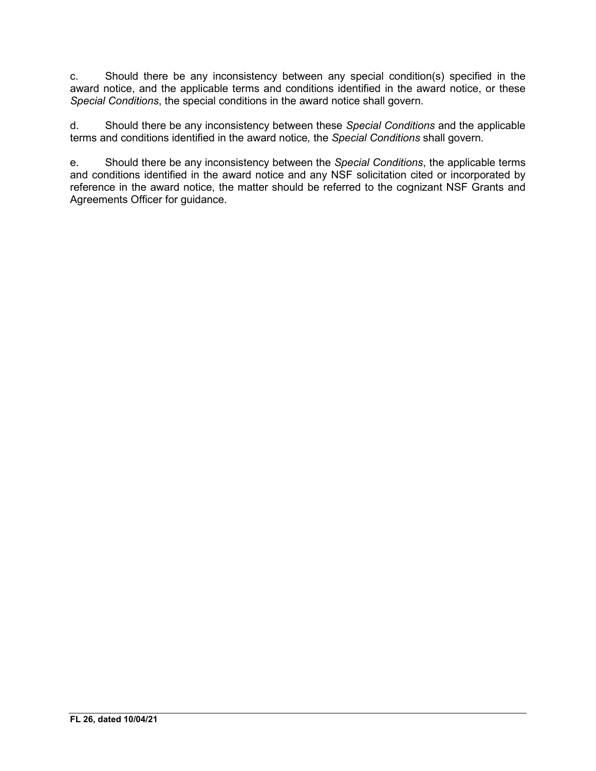c. Should there be any inconsistency between any special condition(s) specified in the award notice, and the applicable terms and conditions identified in the award notice, or these *Special Conditions*, the special conditions in the award notice shall govern.

d. Should there be any inconsistency between these *Special Conditions* and the applicable terms and conditions identified in the award notice*,* the *Special Conditions* shall govern.

e. Should there be any inconsistency between the *Special Conditions*, the applicable terms and conditions identified in the award notice and any NSF solicitation cited or incorporated by reference in the award notice, the matter should be referred to the cognizant NSF Grants and Agreements Officer for guidance.